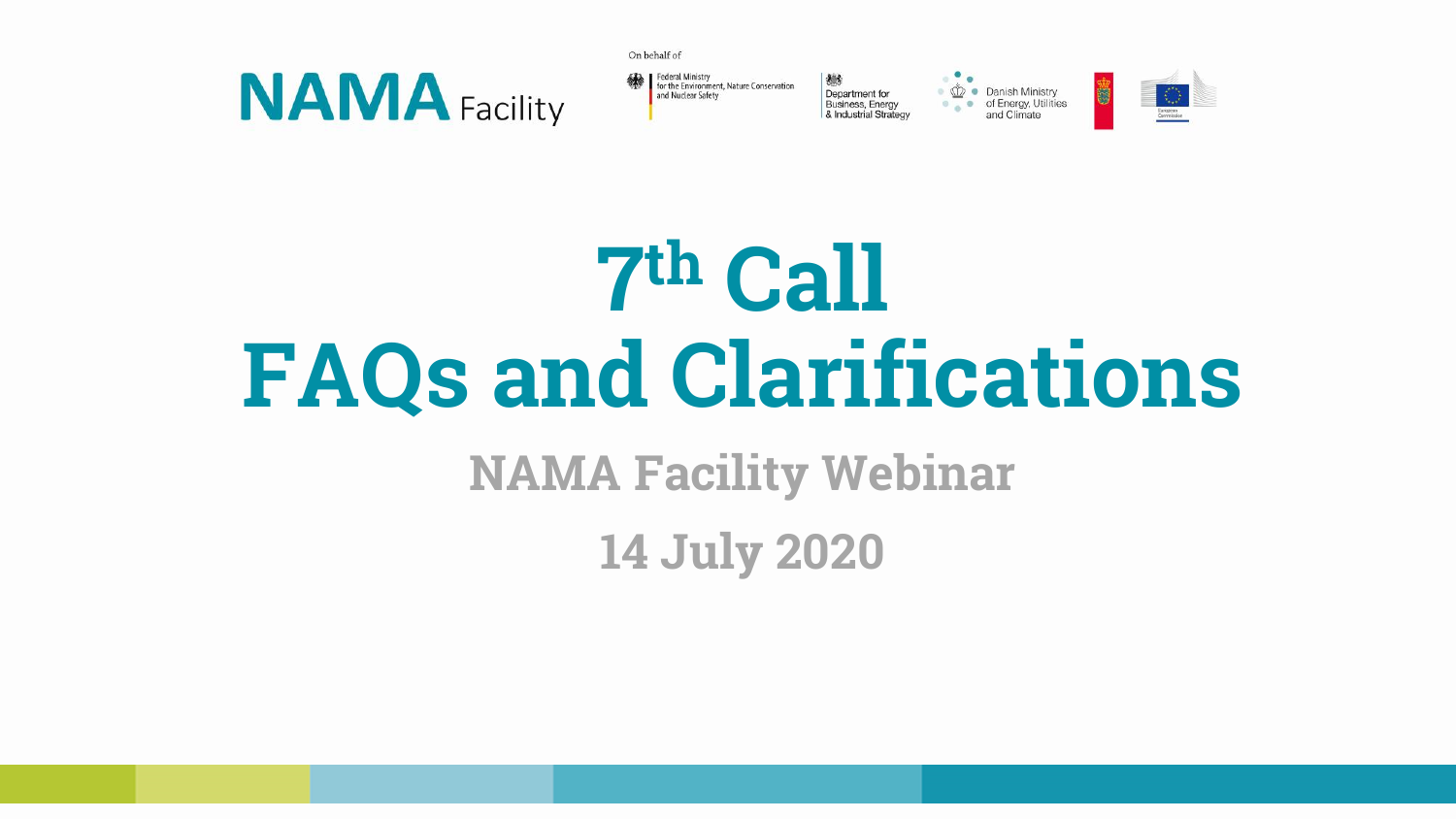NAMA Facility

On behalf of

Federal Ministry for the Environment, Nature Conservation and Nuclear Safety

Department for Business, Energy & Industrial Strategy

Danish Ministry of Energy, Utilities and Climate

European Commission

# 7th Call FAQs and Clarifications

## NAMA Facility Webinar

## 14 July 2020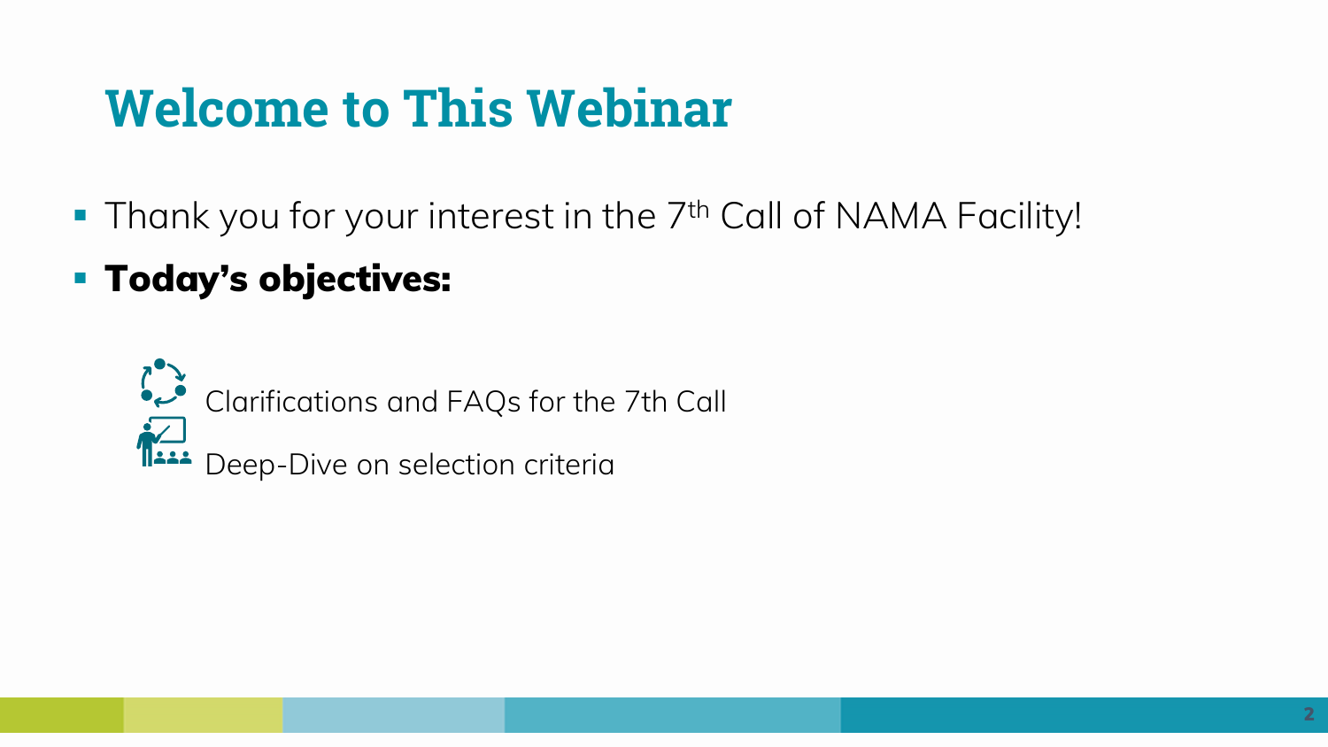# Welcome to This Webinar

- Thank you for your interest in the 7th Call of NAMA Facility!
- **Today's objectives:**
  - Clarifications and FAQs for the 7th Call
  - Deep-Dive on selection criteria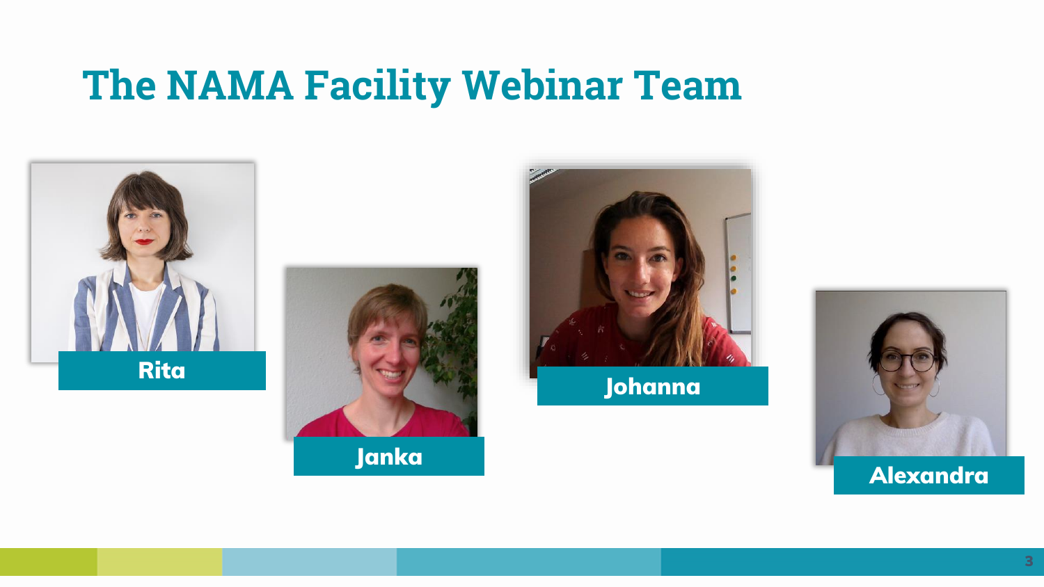# The NAMA Facility Webinar Team

Rita

Janka

Johanna

Alexandra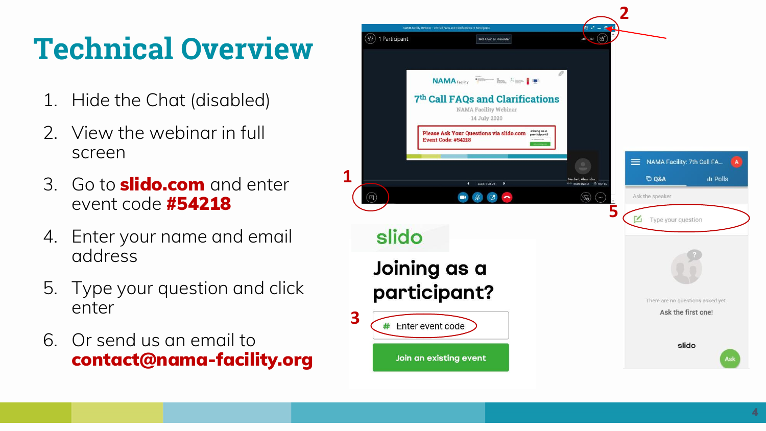# Technical Overview

1. Hide the Chat (disabled)
2. View the webinar in full screen
3. Go to **slido.com** and enter event code **#54218**
4. Enter your name and email address
5. Type your question and click enter
6. Or send us an email to **contact@nama-facility.org**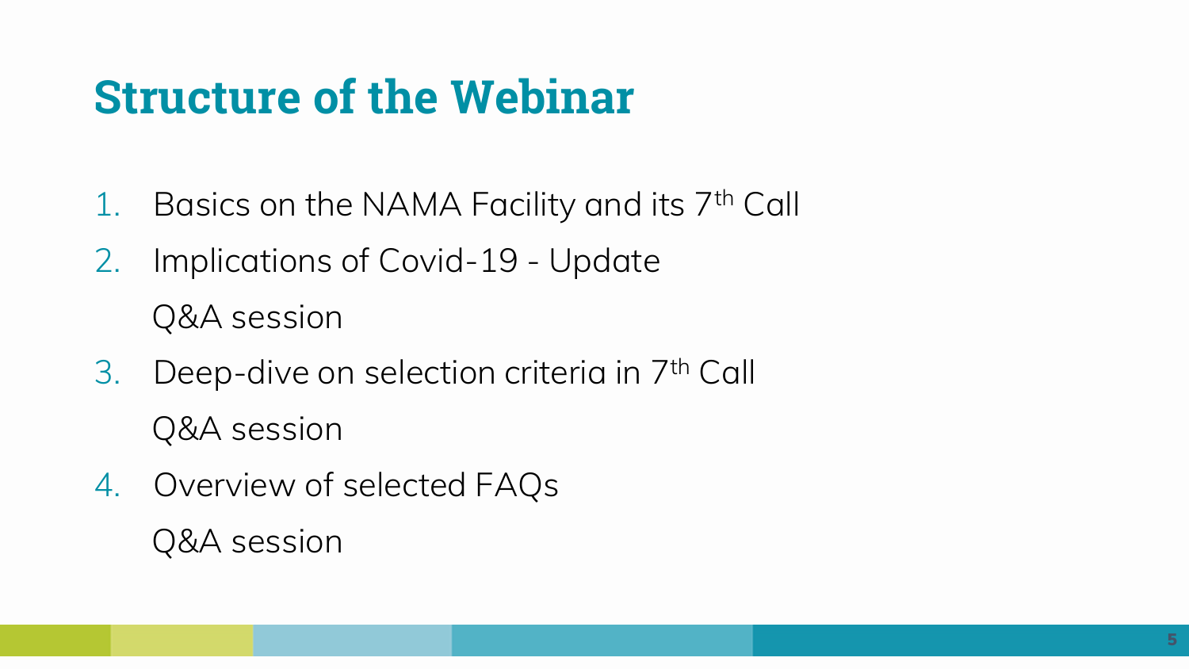# Structure of the Webinar

1. Basics on the NAMA Facility and its 7th Call
2. Implications of Covid-19 - Update

   Q&A session
3. Deep-dive on selection criteria in 7th Call

   Q&A session
4. Overview of selected FAQs

   Q&A session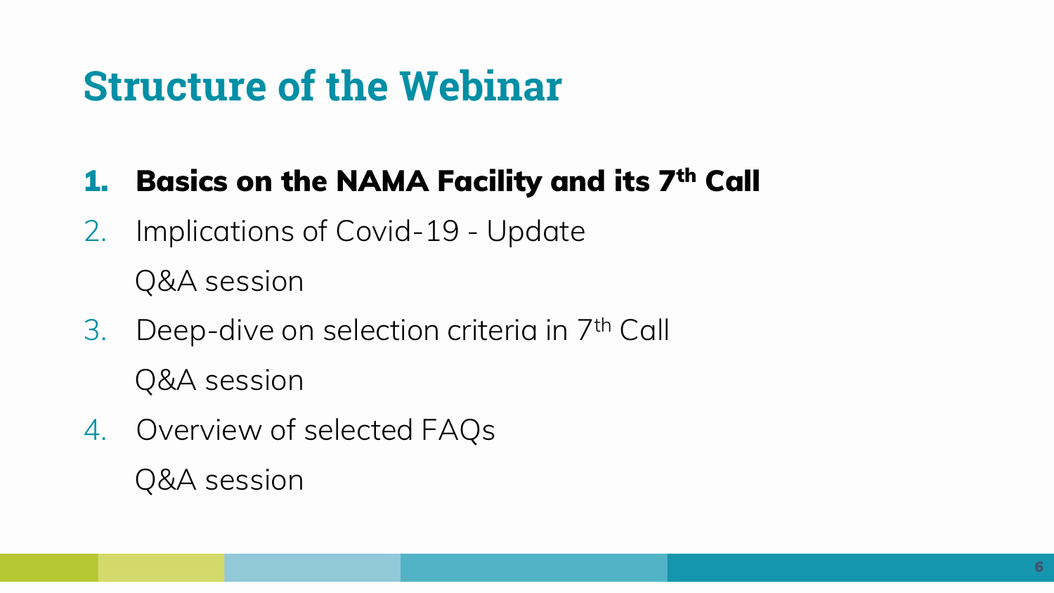# Structure of the Webinar

1. **Basics on the NAMA Facility and its 7th Call**
2. Implications of Covid-19 - Update

   Q&A session
3. Deep-dive on selection criteria in 7th Call

   Q&A session
4. Overview of selected FAQs

   Q&A session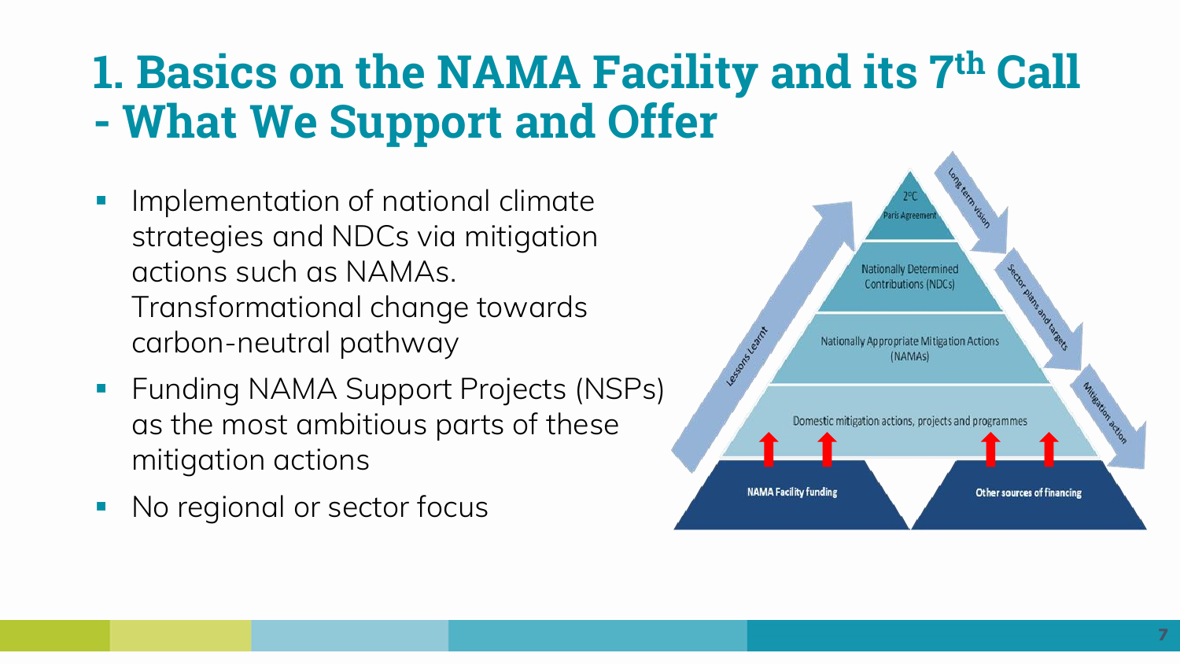# 1. Basics on the NAMA Facility and its 7$^{th}$ Call - What We Support and Offer

- Implementation of national climate strategies and NDCs via mitigation actions such as NAMAs. Transformational change towards carbon-neutral pathway
- Funding NAMA Support Projects (NSPs) as the most ambitious parts of these mitigation actions
- No regional or sector focus

2°C
Paris Agreement

Nationally Determined Contributions (NDCs)

Nationally Appropriate Mitigation Actions (NAMAs)

Domestic mitigation actions, projects and programmes

NAMA Facility funding

Other sources of financing

Long term vision

Sector plans and targets

Mitigation action

Lessons Learnt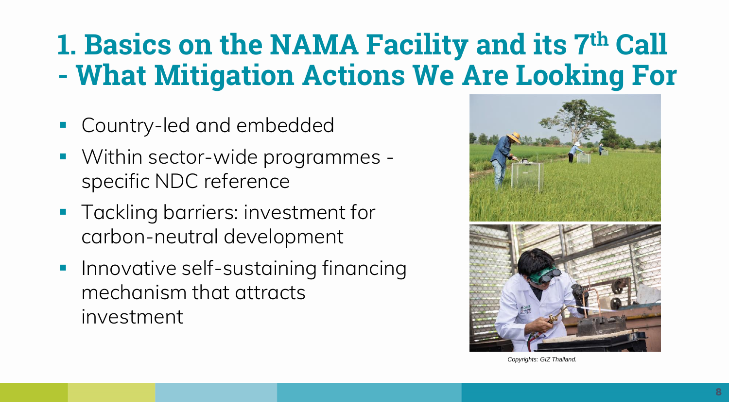# 1. Basics on the NAMA Facility and its 7th Call - What Mitigation Actions We Are Looking For

- Country-led and embedded
- Within sector-wide programmes - specific NDC reference
- Tackling barriers: investment for carbon-neutral development
- Innovative self-sustaining financing mechanism that attracts investment

*Copyrights: GIZ Thailand.*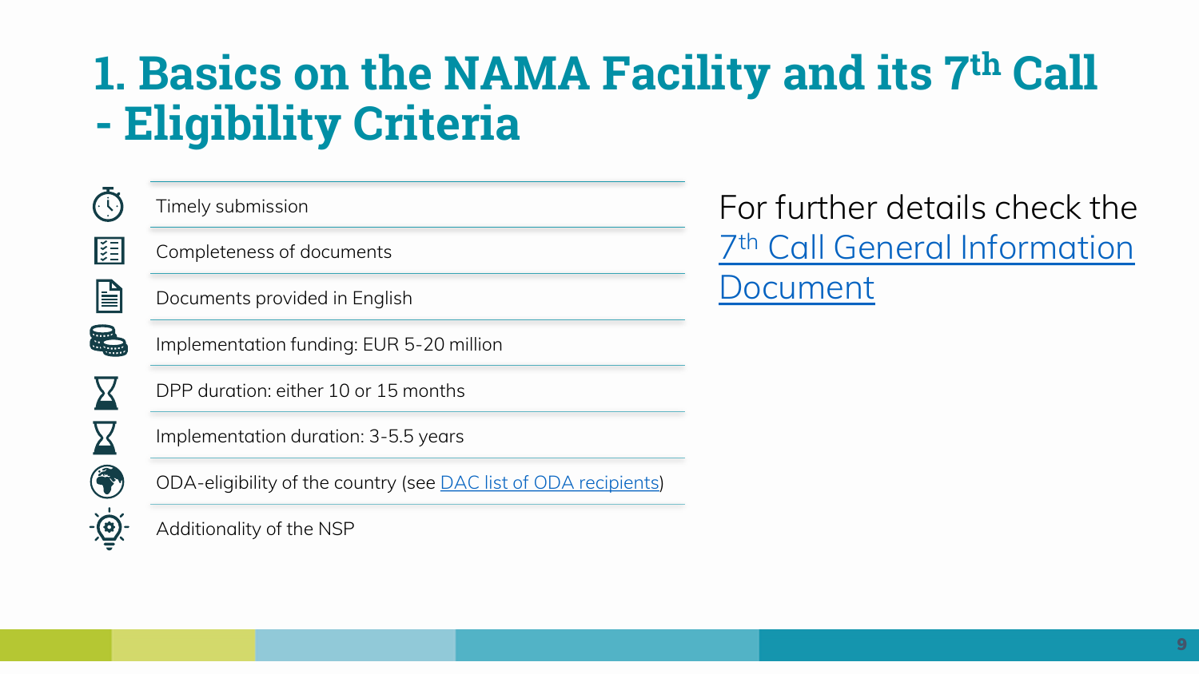# 1. Basics on the NAMA Facility and its 7th Call - Eligibility Criteria

- Timely submission
- Completeness of documents
- Documents provided in English
- Implementation funding: EUR 5-20 million
- DPP duration: either 10 or 15 months
- Implementation duration: 3-5.5 years
- ODA-eligibility of the country (see DAC list of ODA recipients)
- Additionality of the NSP

For further details check the 7th Call General Information Document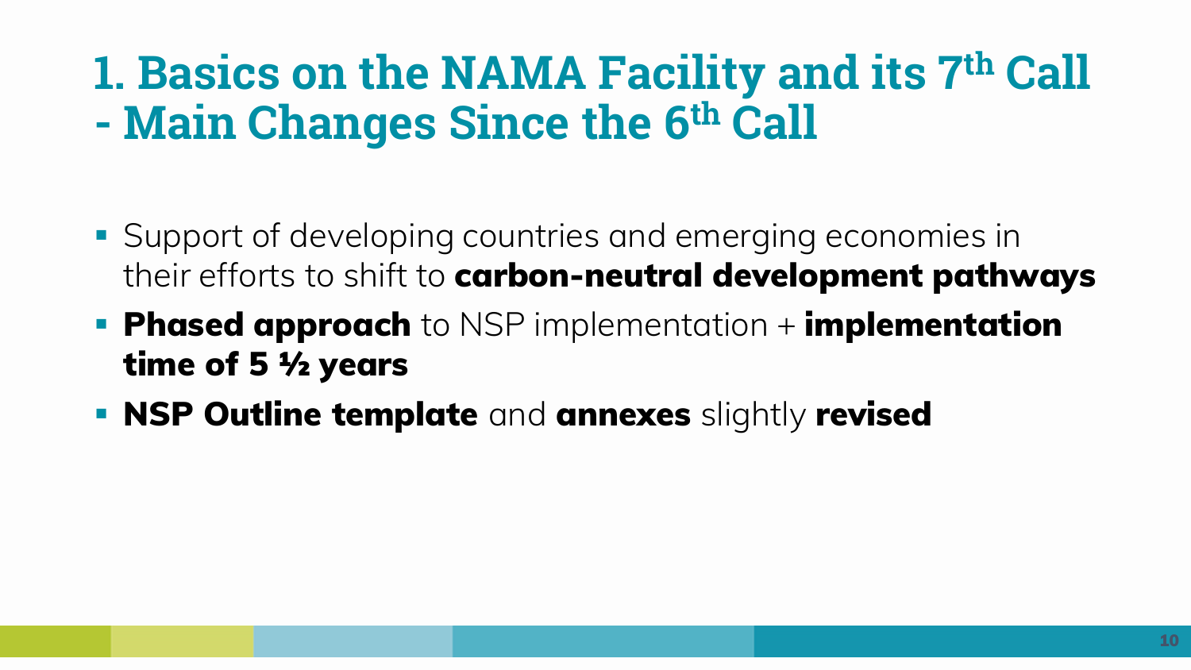# 1. Basics on the NAMA Facility and its 7th Call - Main Changes Since the 6th Call

- Support of developing countries and emerging economies in their efforts to shift to **carbon-neutral development pathways**
- **Phased approach** to NSP implementation + **implementation time of 5 ½ years**
- **NSP Outline template** and **annexes** slightly **revised**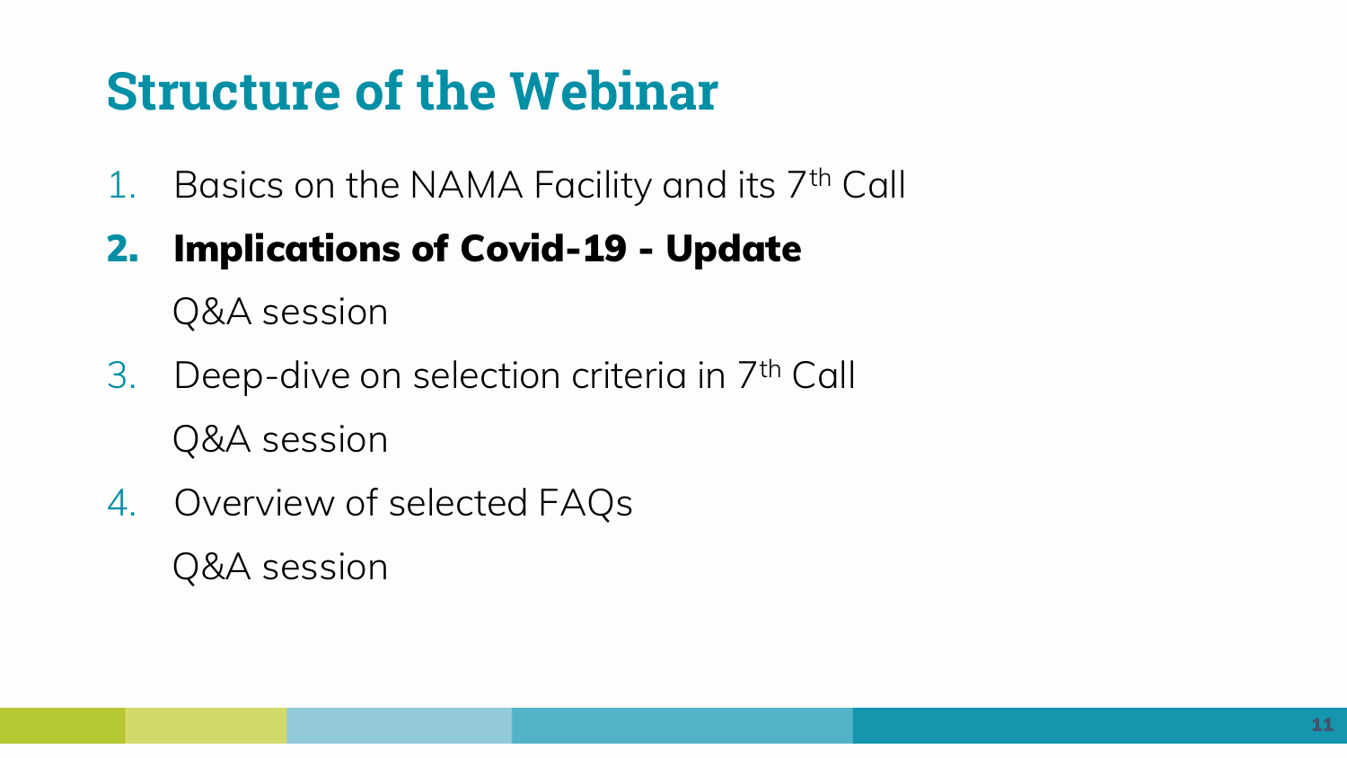# Structure of the Webinar

1. Basics on the NAMA Facility and its 7th Call
2. **Implications of Covid-19 - Update**

   Q&A session
3. Deep-dive on selection criteria in 7th Call

   Q&A session
4. Overview of selected FAQs

   Q&A session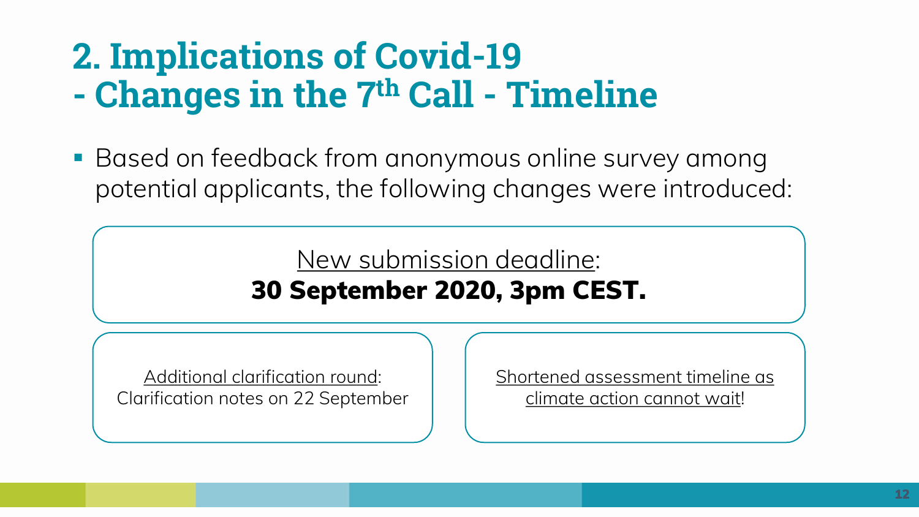# 2. Implications of Covid-19 - Changes in the 7th Call - Timeline

- Based on feedback from anonymous online survey among potential applicants, the following changes were introduced:

New submission deadline:
**30 September 2020, 3pm CEST.**

Additional clarification round:
Clarification notes on 22 September

Shortened assessment timeline as climate action cannot wait!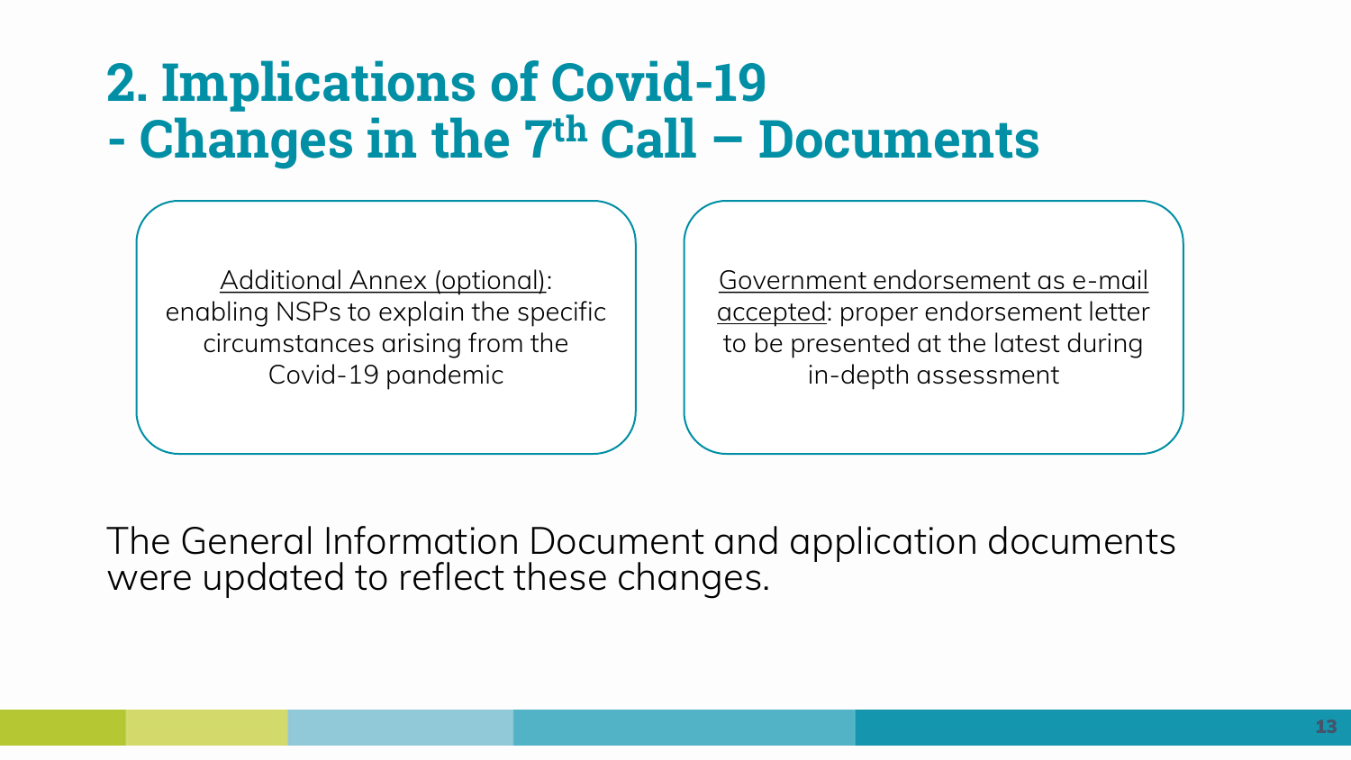# 2. Implications of Covid-19 - Changes in the 7th Call – Documents

<u>Additional Annex (optional)</u>: enabling NSPs to explain the specific circumstances arising from the Covid-19 pandemic

<u>Government endorsement as e-mail accepted</u>: proper endorsement letter to be presented at the latest during in-depth assessment

The General Information Document and application documents were updated to reflect these changes.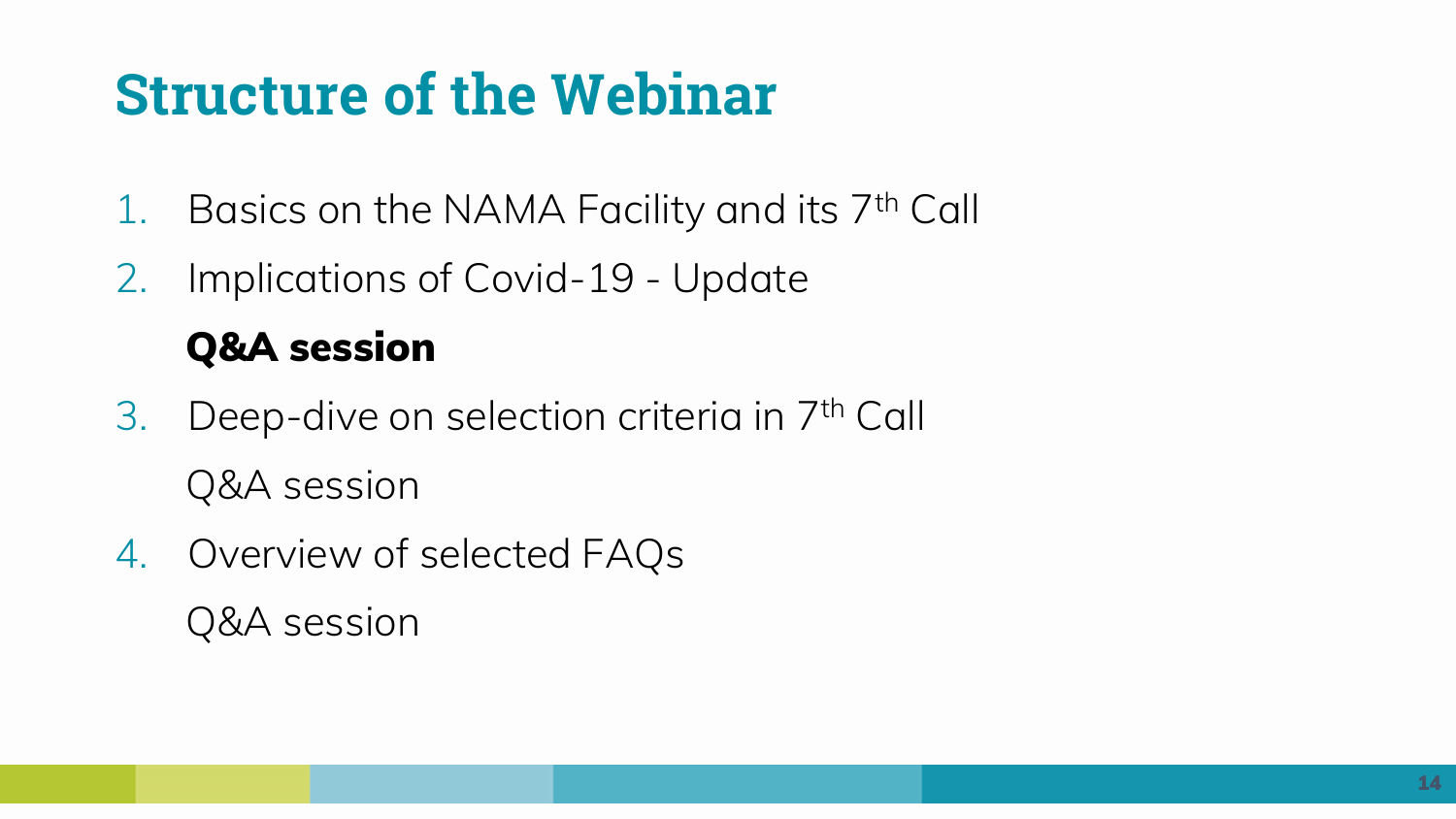# Structure of the Webinar

1. Basics on the NAMA Facility and its 7th Call
2. Implications of Covid-19 - Update

   **Q&A session**

3. Deep-dive on selection criteria in 7th Call

   Q&A session

4. Overview of selected FAQs

   Q&A session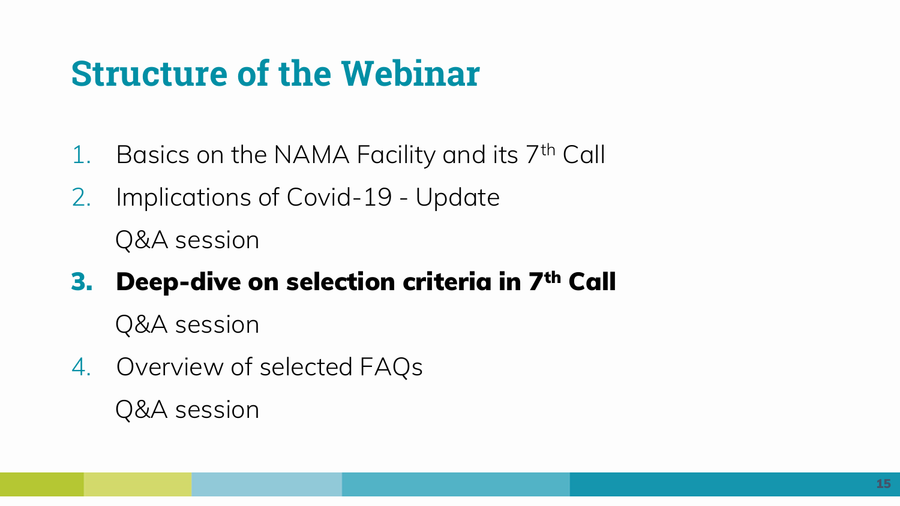# Structure of the Webinar

1. Basics on the NAMA Facility and its 7th Call
2. Implications of Covid-19 - Update

   Q&A session
3. **Deep-dive on selection criteria in 7th Call**

   Q&A session
4. Overview of selected FAQs

   Q&A session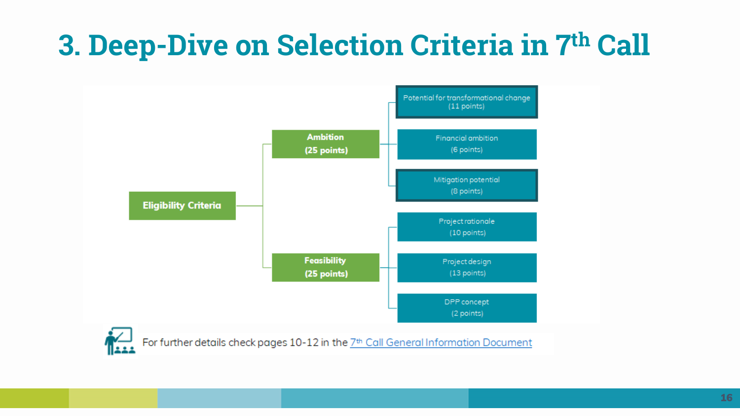# 3. Deep-Dive on Selection Criteria in 7th Call

- **Eligibility Criteria**
  - **Ambition (25 points)**
    - Potential for transformational change (11 points)
    - Financial ambition (6 points)
    - Mitigation potential (8 points)
  - **Feasibility (25 points)**
    - Project rationale (10 points)
    - Project design (13 points)
    - DPP concept (2 points)

For further details check pages 10-12 in the 7th Call General Information Document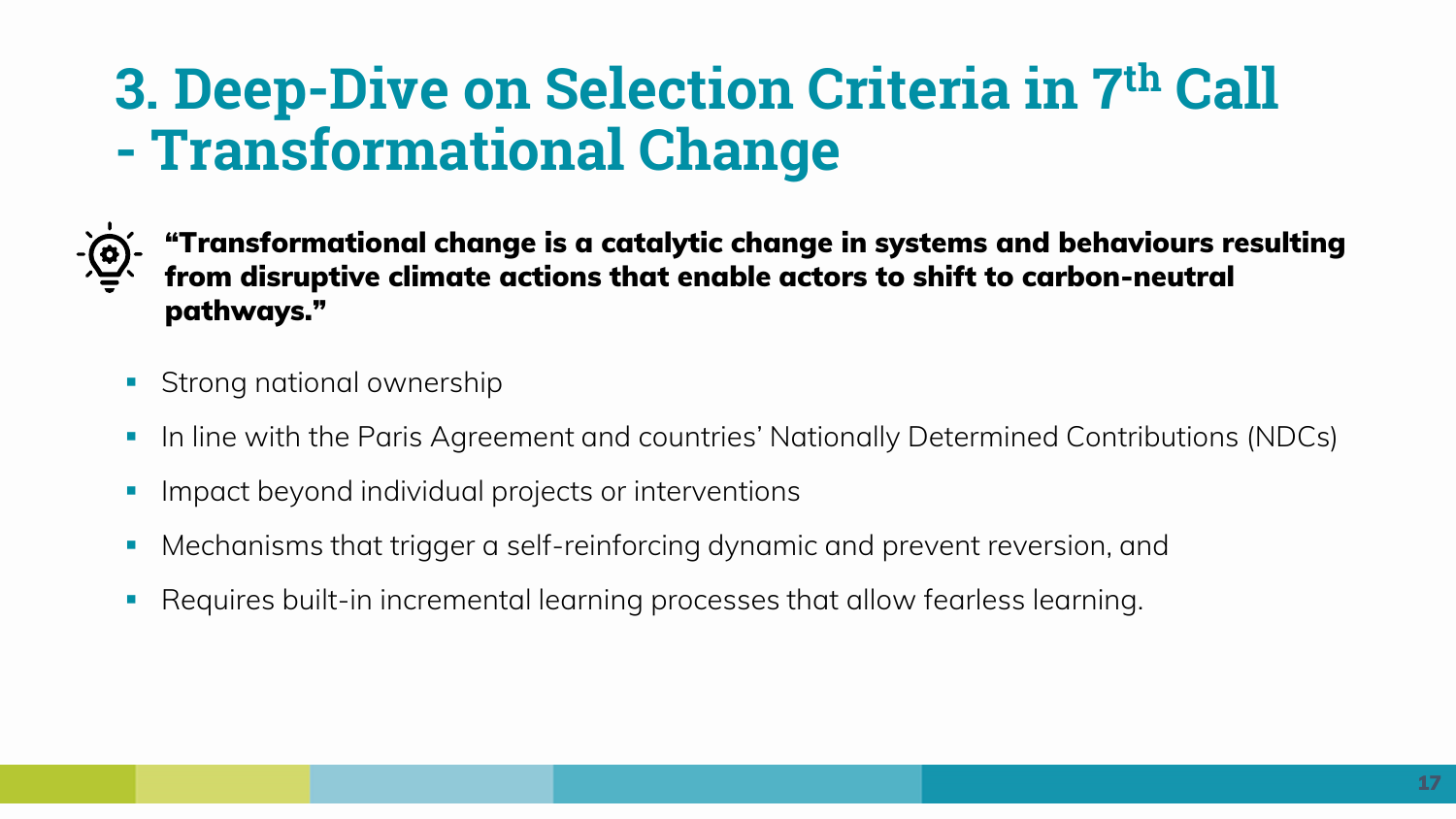# 3. Deep-Dive on Selection Criteria in 7th Call - Transformational Change

**"Transformational change is a catalytic change in systems and behaviours resulting from disruptive climate actions that enable actors to shift to carbon-neutral pathways."**

- Strong national ownership
- In line with the Paris Agreement and countries' Nationally Determined Contributions (NDCs)
- Impact beyond individual projects or interventions
- Mechanisms that trigger a self-reinforcing dynamic and prevent reversion, and
- Requires built-in incremental learning processes that allow fearless learning.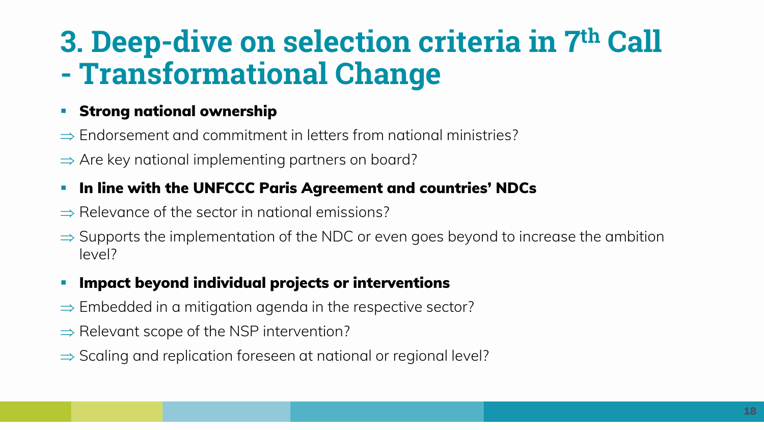# 3. Deep-dive on selection criteria in 7th Call - Transformational Change

- **Strong national ownership**

⇒ Endorsement and commitment in letters from national ministries?

⇒ Are key national implementing partners on board?

- **In line with the UNFCCC Paris Agreement and countries' NDCs**

⇒ Relevance of the sector in national emissions?

⇒ Supports the implementation of the NDC or even goes beyond to increase the ambition level?

- **Impact beyond individual projects or interventions**

⇒ Embedded in a mitigation agenda in the respective sector?

⇒ Relevant scope of the NSP intervention?

⇒ Scaling and replication foreseen at national or regional level?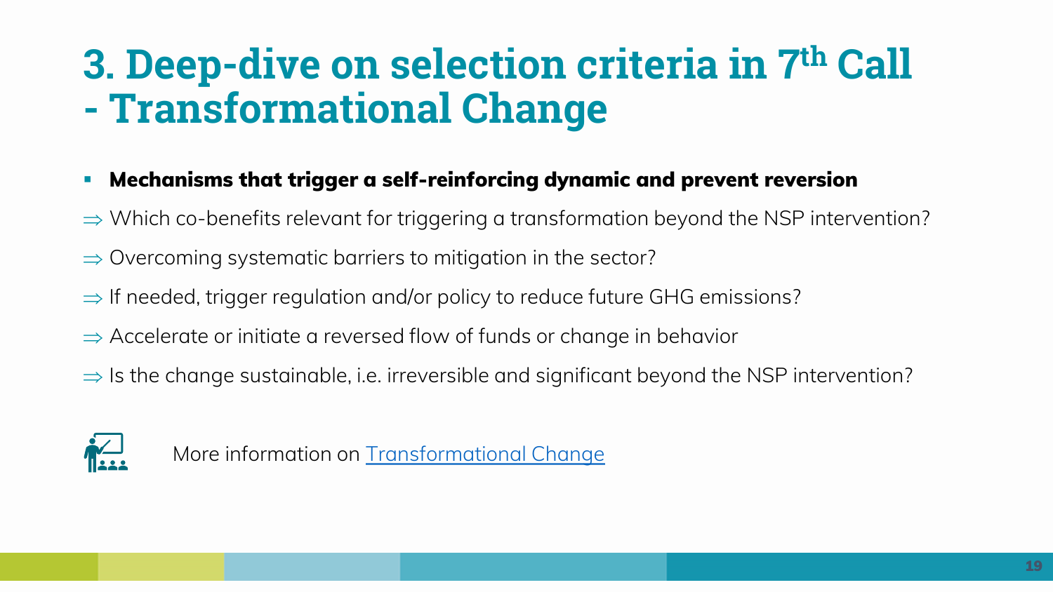# 3. Deep-dive on selection criteria in 7th Call - Transformational Change

- **Mechanisms that trigger a self-reinforcing dynamic and prevent reversion**

⇒ Which co-benefits relevant for triggering a transformation beyond the NSP intervention?

⇒ Overcoming systematic barriers to mitigation in the sector?

⇒ If needed, trigger regulation and/or policy to reduce future GHG emissions?

⇒ Accelerate or initiate a reversed flow of funds or change in behavior

⇒ Is the change sustainable, i.e. irreversible and significant beyond the NSP intervention?

More information on [Transformational Change]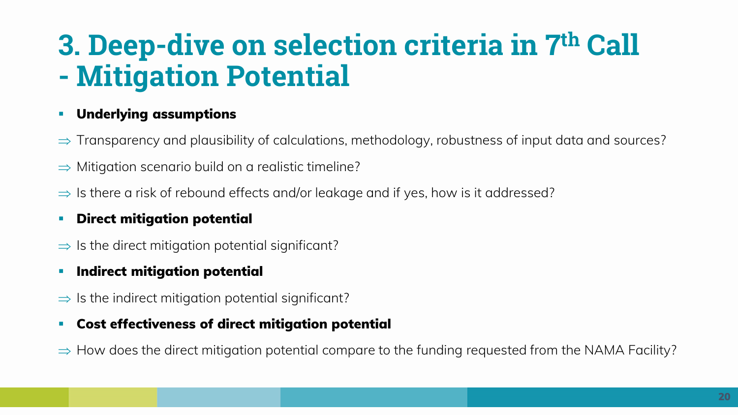# 3. Deep-dive on selection criteria in 7th Call - Mitigation Potential

- **Underlying assumptions**

⇒ Transparency and plausibility of calculations, methodology, robustness of input data and sources?

⇒ Mitigation scenario build on a realistic timeline?

⇒ Is there a risk of rebound effects and/or leakage and if yes, how is it addressed?

- **Direct mitigation potential**

⇒ Is the direct mitigation potential significant?

- **Indirect mitigation potential**

⇒ Is the indirect mitigation potential significant?

- **Cost effectiveness of direct mitigation potential**

⇒ How does the direct mitigation potential compare to the funding requested from the NAMA Facility?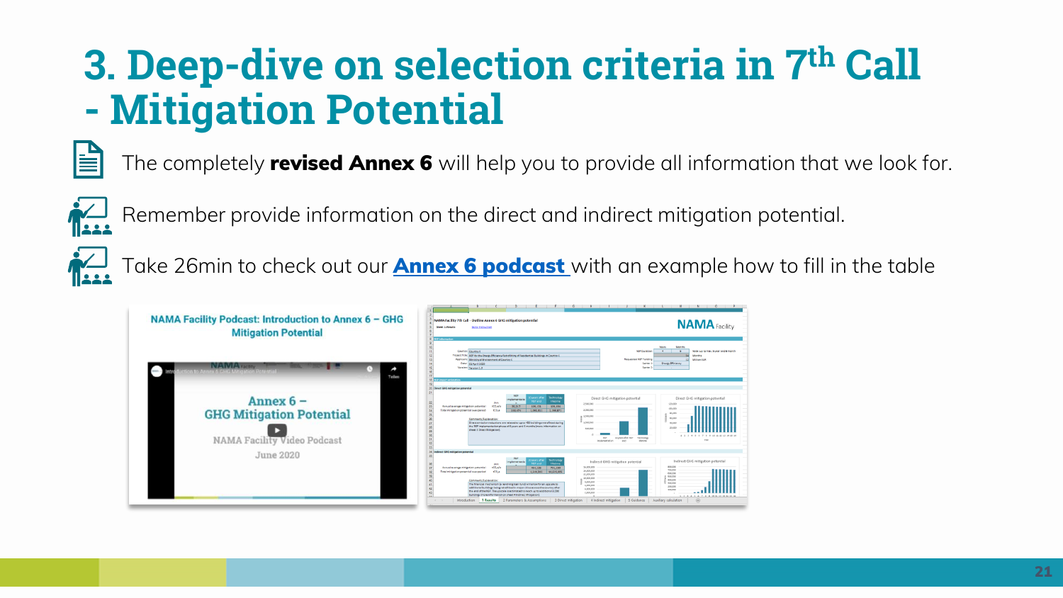# 3. Deep-dive on selection criteria in 7th Call - Mitigation Potential

The completely **revised Annex 6** will help you to provide all information that we look for.

Remember provide information on the direct and indirect mitigation potential.

Take 26min to check out our **Annex 6 podcast** with an example how to fill in the table

NAMA Facility Podcast: Introduction to Annex 6 – GHG Mitigation Potential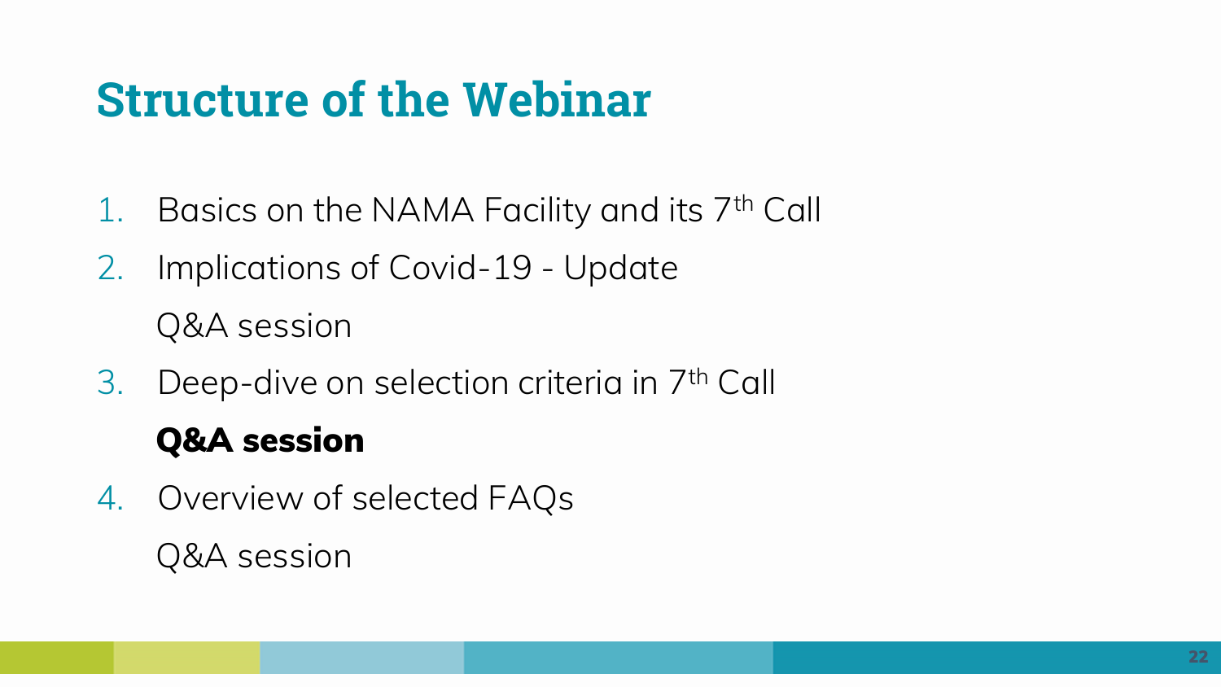# Structure of the Webinar

1. Basics on the NAMA Facility and its 7th Call
2. Implications of Covid-19 - Update

   Q&A session
3. Deep-dive on selection criteria in 7th Call

   **Q&A session**
4. Overview of selected FAQs

   Q&A session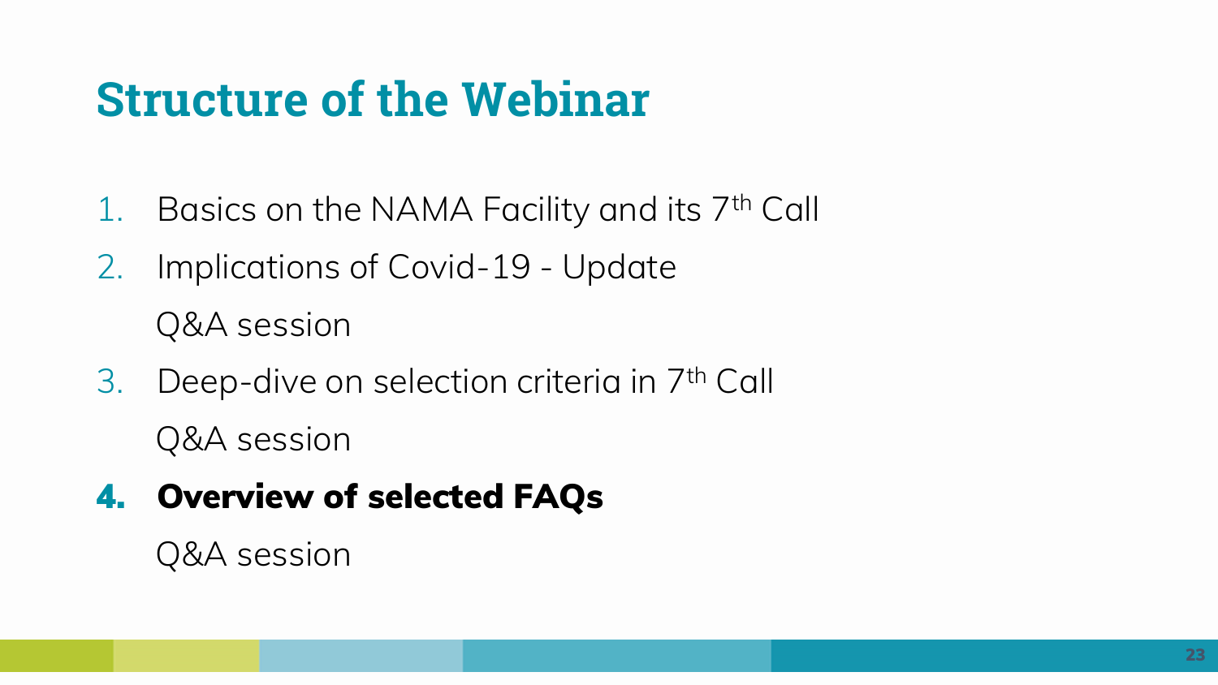# Structure of the Webinar

1. Basics on the NAMA Facility and its 7th Call
2. Implications of Covid-19 - Update

   Q&A session
3. Deep-dive on selection criteria in 7th Call

   Q&A session
4. **Overview of selected FAQs**

   Q&A session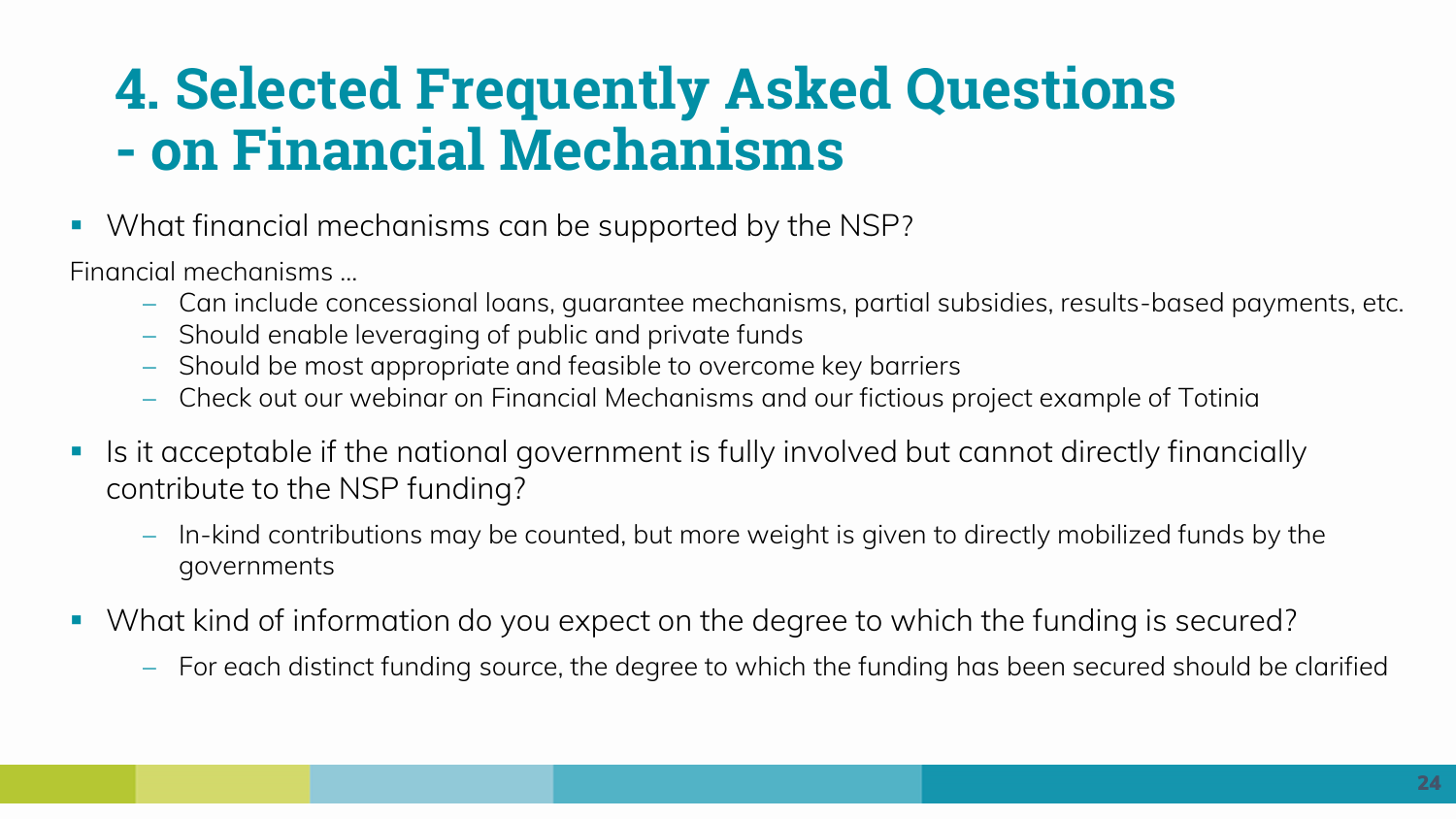# 4. Selected Frequently Asked Questions - on Financial Mechanisms

- What financial mechanisms can be supported by the NSP?

Financial mechanisms …

  - Can include concessional loans, guarantee mechanisms, partial subsidies, results-based payments, etc.
  - Should enable leveraging of public and private funds
  - Should be most appropriate and feasible to overcome key barriers
  - Check out our webinar on Financial Mechanisms and our fictious project example of Totinia

- Is it acceptable if the national government is fully involved but cannot directly financially contribute to the NSP funding?
  - In-kind contributions may be counted, but more weight is given to directly mobilized funds by the governments

- What kind of information do you expect on the degree to which the funding is secured?
  - For each distinct funding source, the degree to which the funding has been secured should be clarified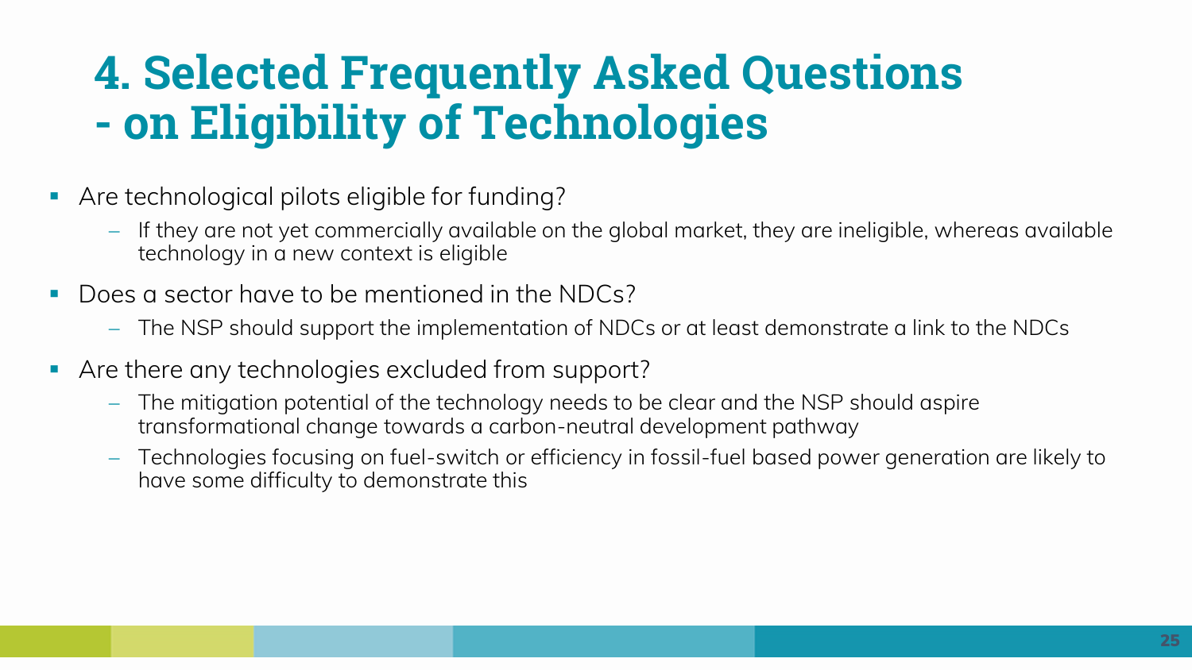# 4. Selected Frequently Asked Questions - on Eligibility of Technologies

- Are technological pilots eligible for funding?
  - If they are not yet commercially available on the global market, they are ineligible, whereas available technology in a new context is eligible
- Does a sector have to be mentioned in the NDCs?
  - The NSP should support the implementation of NDCs or at least demonstrate a link to the NDCs
- Are there any technologies excluded from support?
  - The mitigation potential of the technology needs to be clear and the NSP should aspire transformational change towards a carbon-neutral development pathway
  - Technologies focusing on fuel-switch or efficiency in fossil-fuel based power generation are likely to have some difficulty to demonstrate this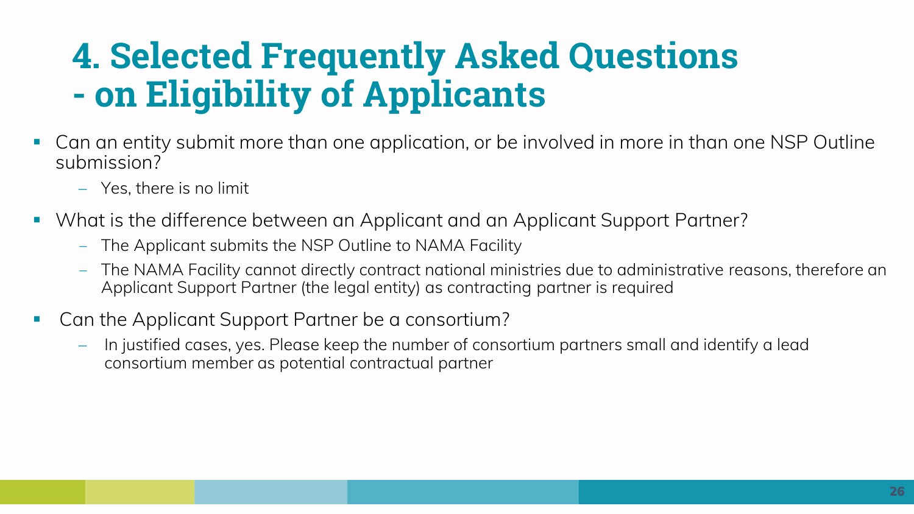# 4. Selected Frequently Asked Questions - on Eligibility of Applicants

- Can an entity submit more than one application, or be involved in more in than one NSP Outline submission?
  - Yes, there is no limit
- What is the difference between an Applicant and an Applicant Support Partner?
  - The Applicant submits the NSP Outline to NAMA Facility
  - The NAMA Facility cannot directly contract national ministries due to administrative reasons, therefore an Applicant Support Partner (the legal entity) as contracting partner is required
- Can the Applicant Support Partner be a consortium?
  - In justified cases, yes. Please keep the number of consortium partners small and identify a lead consortium member as potential contractual partner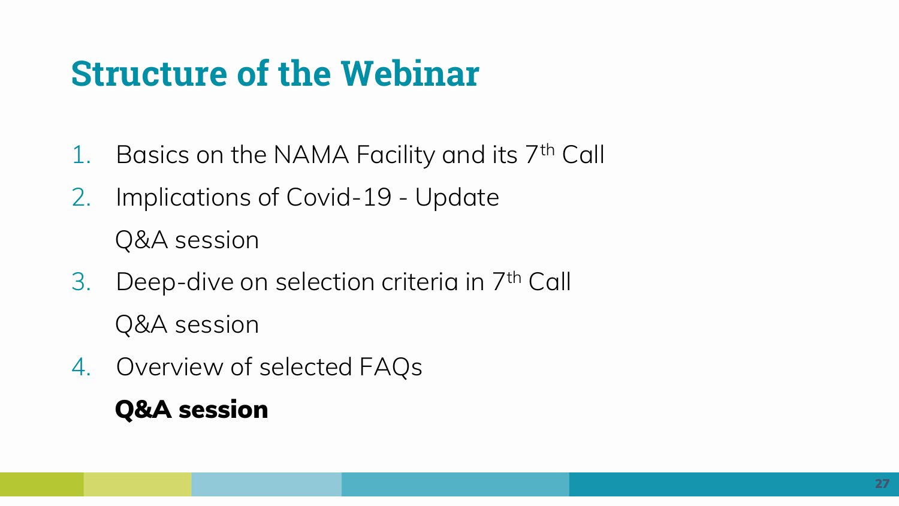# Structure of the Webinar

1. Basics on the NAMA Facility and its 7th Call
2. Implications of Covid-19 - Update

   Q&A session
3. Deep-dive on selection criteria in 7th Call

   Q&A session
4. Overview of selected FAQs

   **Q&A session**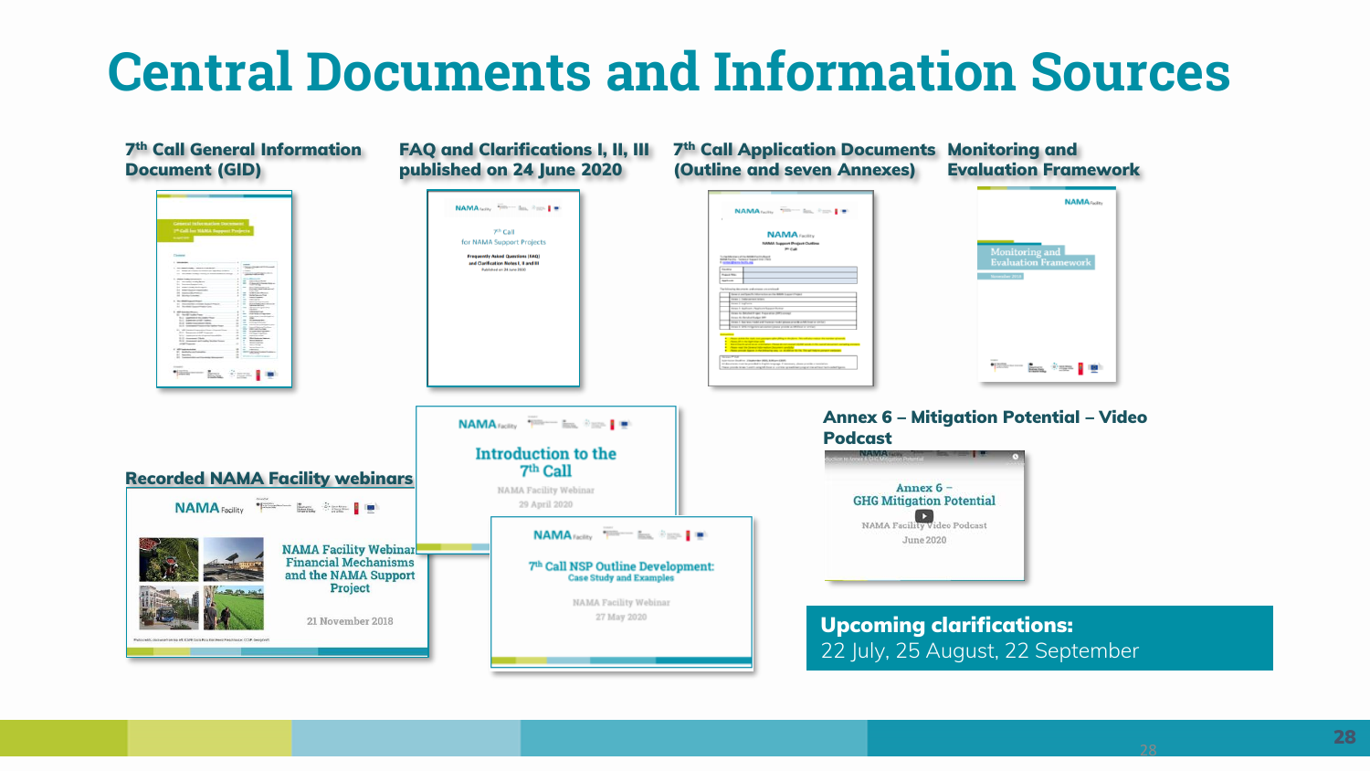# Central Documents and Information Sources

**7th Call General Information Document (GID)**

**FAQ and Clarifications I, II, III published on 24 June 2020**

**7th Call Application Documents (Outline and seven Annexes)**

**Monitoring and Evaluation Framework**

**Recorded NAMA Facility webinars**

- NAMA Facility Webinar: Financial Mechanisms and the NAMA Support Project – 21 November 2018
- Introduction to the 7th Call – NAMA Facility Webinar – 29 April 2020
- 7th Call NSP Outline Development: Case Study and Examples – NAMA Facility Webinar – 27 May 2020

**Annex 6 – Mitigation Potential – Video Podcast**

- Annex 6 – GHG Mitigation Potential – NAMA Facility Video Podcast – June 2020

**Upcoming clarifications:**
22 July, 25 August, 22 September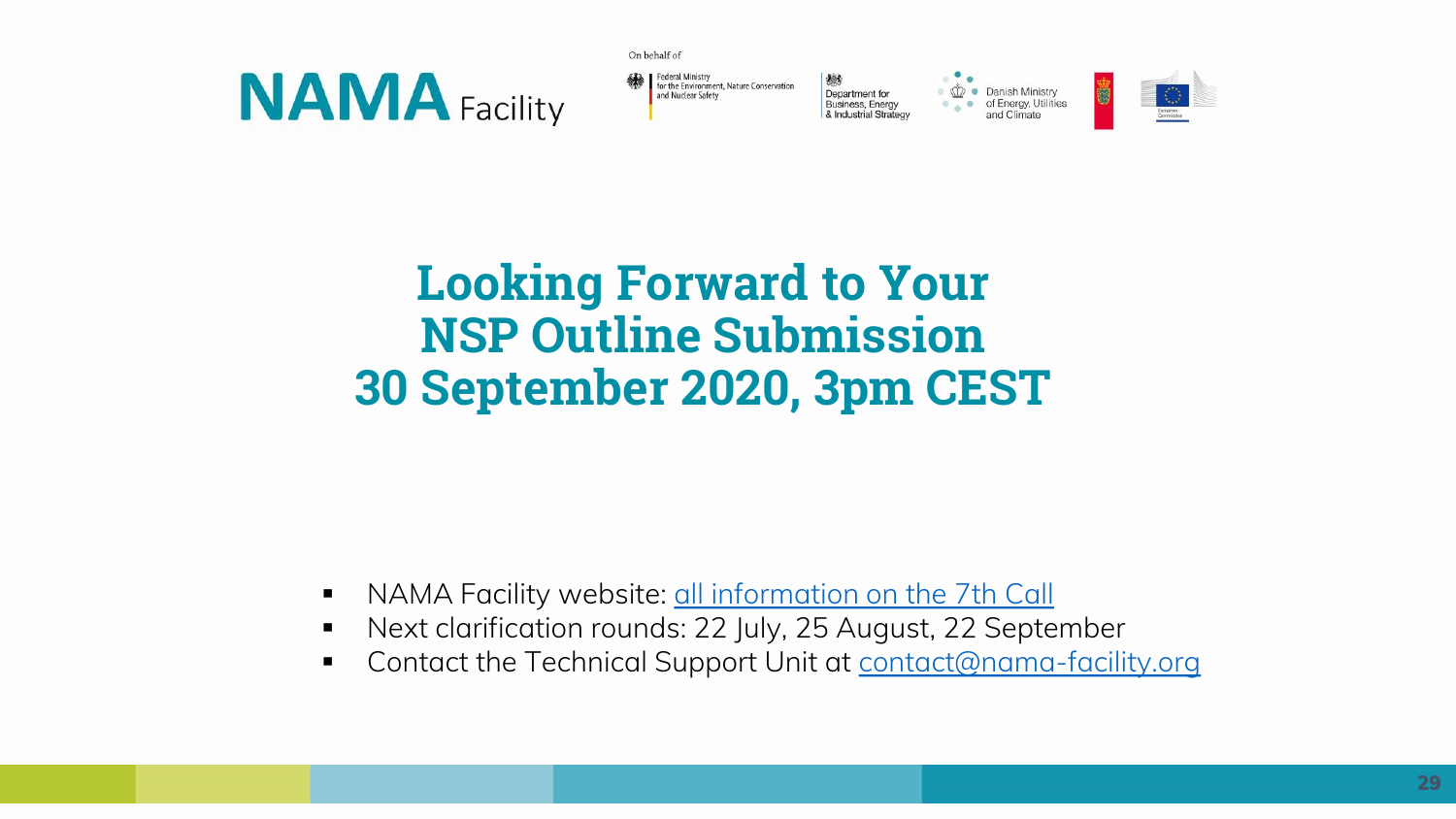NAMA Facility

On behalf of

Federal Ministry for the Environment, Nature Conservation and Nuclear Safety

Department for Business, Energy & Industrial Strategy

Danish Ministry of Energy, Utilities and Climate

# Looking Forward to Your NSP Outline Submission 30 September 2020, 3pm CEST

- NAMA Facility website: all information on the 7th Call
- Next clarification rounds: 22 July, 25 August, 22 September
- Contact the Technical Support Unit at contact@nama-facility.org